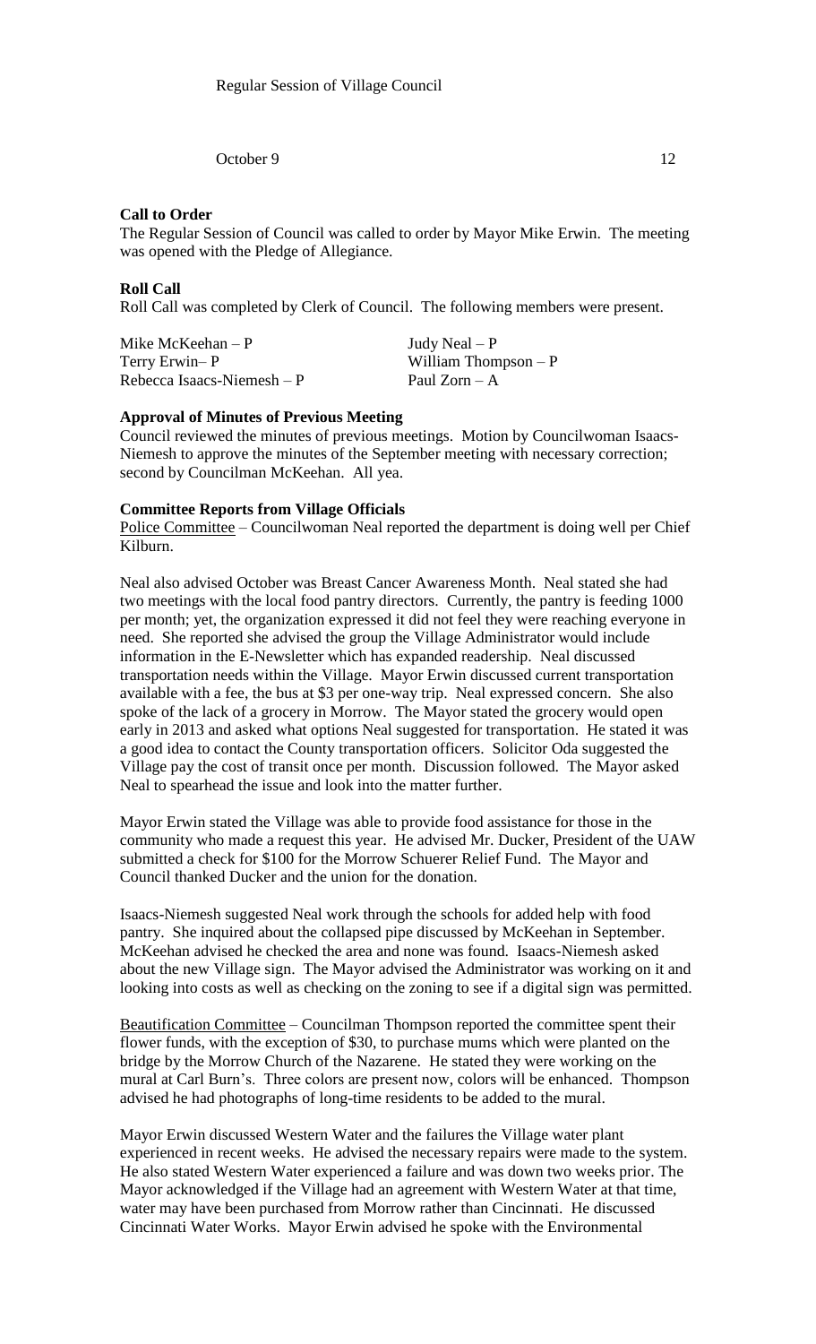Regular Session of Village Council

October 9 12

**Call to Order**

The Regular Session of Council was called to order by Mayor Mike Erwin. The meeting was opened with the Pledge of Allegiance.

**Roll Call**

Roll Call was completed by Clerk of Council. The following members were present.

| | |
|---|---|
| Mike McKeehan – P | Judy Neal – P |
| Terry Erwin– P | William Thompson – P |
| Rebecca Isaacs-Niemesh – P | Paul Zorn – A |

**Approval of Minutes of Previous Meeting**

Council reviewed the minutes of previous meetings. Motion by Councilwoman Isaacs-Niemesh to approve the minutes of the September meeting with necessary correction; second by Councilman McKeehan. All yea.

**Committee Reports from Village Officials**

Police Committee – Councilwoman Neal reported the department is doing well per Chief Kilburn.

Neal also advised October was Breast Cancer Awareness Month. Neal stated she had two meetings with the local food pantry directors. Currently, the pantry is feeding 1000 per month; yet, the organization expressed it did not feel they were reaching everyone in need. She reported she advised the group the Village Administrator would include information in the E-Newsletter which has expanded readership. Neal discussed transportation needs within the Village. Mayor Erwin discussed current transportation available with a fee, the bus at $3 per one-way trip. Neal expressed concern. She also spoke of the lack of a grocery in Morrow. The Mayor stated the grocery would open early in 2013 and asked what options Neal suggested for transportation. He stated it was a good idea to contact the County transportation officers. Solicitor Oda suggested the Village pay the cost of transit once per month. Discussion followed. The Mayor asked Neal to spearhead the issue and look into the matter further.

Mayor Erwin stated the Village was able to provide food assistance for those in the community who made a request this year. He advised Mr. Ducker, President of the UAW submitted a check for $100 for the Morrow Schuerer Relief Fund. The Mayor and Council thanked Ducker and the union for the donation.

Isaacs-Niemesh suggested Neal work through the schools for added help with food pantry. She inquired about the collapsed pipe discussed by McKeehan in September. McKeehan advised he checked the area and none was found. Isaacs-Niemesh asked about the new Village sign. The Mayor advised the Administrator was working on it and looking into costs as well as checking on the zoning to see if a digital sign was permitted.

Beautification Committee – Councilman Thompson reported the committee spent their flower funds, with the exception of $30, to purchase mums which were planted on the bridge by the Morrow Church of the Nazarene. He stated they were working on the mural at Carl Burn's. Three colors are present now, colors will be enhanced. Thompson advised he had photographs of long-time residents to be added to the mural.

Mayor Erwin discussed Western Water and the failures the Village water plant experienced in recent weeks. He advised the necessary repairs were made to the system. He also stated Western Water experienced a failure and was down two weeks prior. The Mayor acknowledged if the Village had an agreement with Western Water at that time, water may have been purchased from Morrow rather than Cincinnati. He discussed Cincinnati Water Works. Mayor Erwin advised he spoke with the Environmental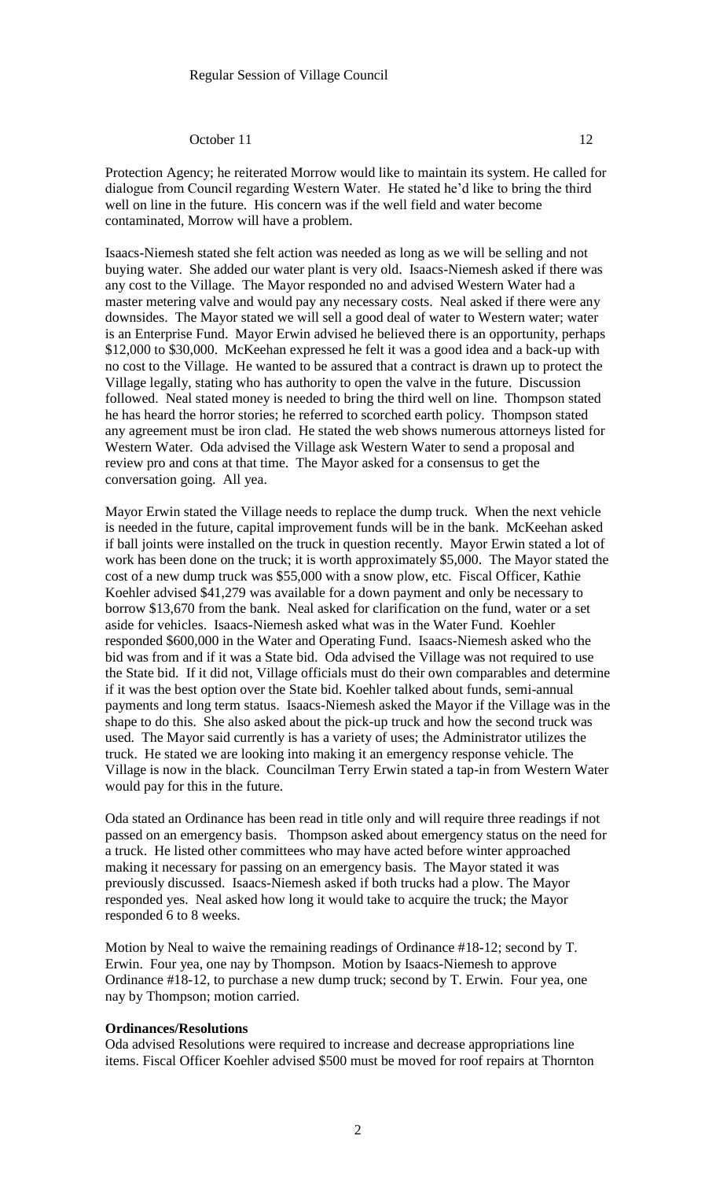Protection Agency; he reiterated Morrow would like to maintain its system. He called for dialogue from Council regarding Western Water. He stated he'd like to bring the third well on line in the future. His concern was if the well field and water become contaminated, Morrow will have a problem.

Isaacs-Niemesh stated she felt action was needed as long as we will be selling and not buying water. She added our water plant is very old. Isaacs-Niemesh asked if there was any cost to the Village. The Mayor responded no and advised Western Water had a master metering valve and would pay any necessary costs. Neal asked if there were any downsides. The Mayor stated we will sell a good deal of water to Western water; water is an Enterprise Fund. Mayor Erwin advised he believed there is an opportunity, perhaps $12,000 to $30,000. McKeehan expressed he felt it was a good idea and a back-up with no cost to the Village. He wanted to be assured that a contract is drawn up to protect the Village legally, stating who has authority to open the valve in the future. Discussion followed. Neal stated money is needed to bring the third well on line. Thompson stated he has heard the horror stories; he referred to scorched earth policy. Thompson stated any agreement must be iron clad. He stated the web shows numerous attorneys listed for Western Water. Oda advised the Village ask Western Water to send a proposal and review pro and cons at that time. The Mayor asked for a consensus to get the conversation going. All yea.

Mayor Erwin stated the Village needs to replace the dump truck. When the next vehicle is needed in the future, capital improvement funds will be in the bank. McKeehan asked if ball joints were installed on the truck in question recently. Mayor Erwin stated a lot of work has been done on the truck; it is worth approximately $5,000. The Mayor stated the cost of a new dump truck was $55,000 with a snow plow, etc. Fiscal Officer, Kathie Koehler advised $41,279 was available for a down payment and only be necessary to borrow $13,670 from the bank. Neal asked for clarification on the fund, water or a set aside for vehicles. Isaacs-Niemesh asked what was in the Water Fund. Koehler responded $600,000 in the Water and Operating Fund. Isaacs-Niemesh asked who the bid was from and if it was a State bid. Oda advised the Village was not required to use the State bid. If it did not, Village officials must do their own comparables and determine if it was the best option over the State bid. Koehler talked about funds, semi-annual payments and long term status. Isaacs-Niemesh asked the Mayor if the Village was in the shape to do this. She also asked about the pick-up truck and how the second truck was used. The Mayor said currently is has a variety of uses; the Administrator utilizes the truck. He stated we are looking into making it an emergency response vehicle. The Village is now in the black. Councilman Terry Erwin stated a tap-in from Western Water would pay for this in the future.

Oda stated an Ordinance has been read in title only and will require three readings if not passed on an emergency basis. Thompson asked about emergency status on the need for a truck. He listed other committees who may have acted before winter approached making it necessary for passing on an emergency basis. The Mayor stated it was previously discussed. Isaacs-Niemesh asked if both trucks had a plow. The Mayor responded yes. Neal asked how long it would take to acquire the truck; the Mayor responded 6 to 8 weeks.

Motion by Neal to waive the remaining readings of Ordinance #18-12; second by T. Erwin. Four yea, one nay by Thompson. Motion by Isaacs-Niemesh to approve Ordinance #18-12, to purchase a new dump truck; second by T. Erwin. Four yea, one nay by Thompson; motion carried.

**Ordinances/Resolutions**

Oda advised Resolutions were required to increase and decrease appropriations line items. Fiscal Officer Koehler advised $500 must be moved for roof repairs at Thornton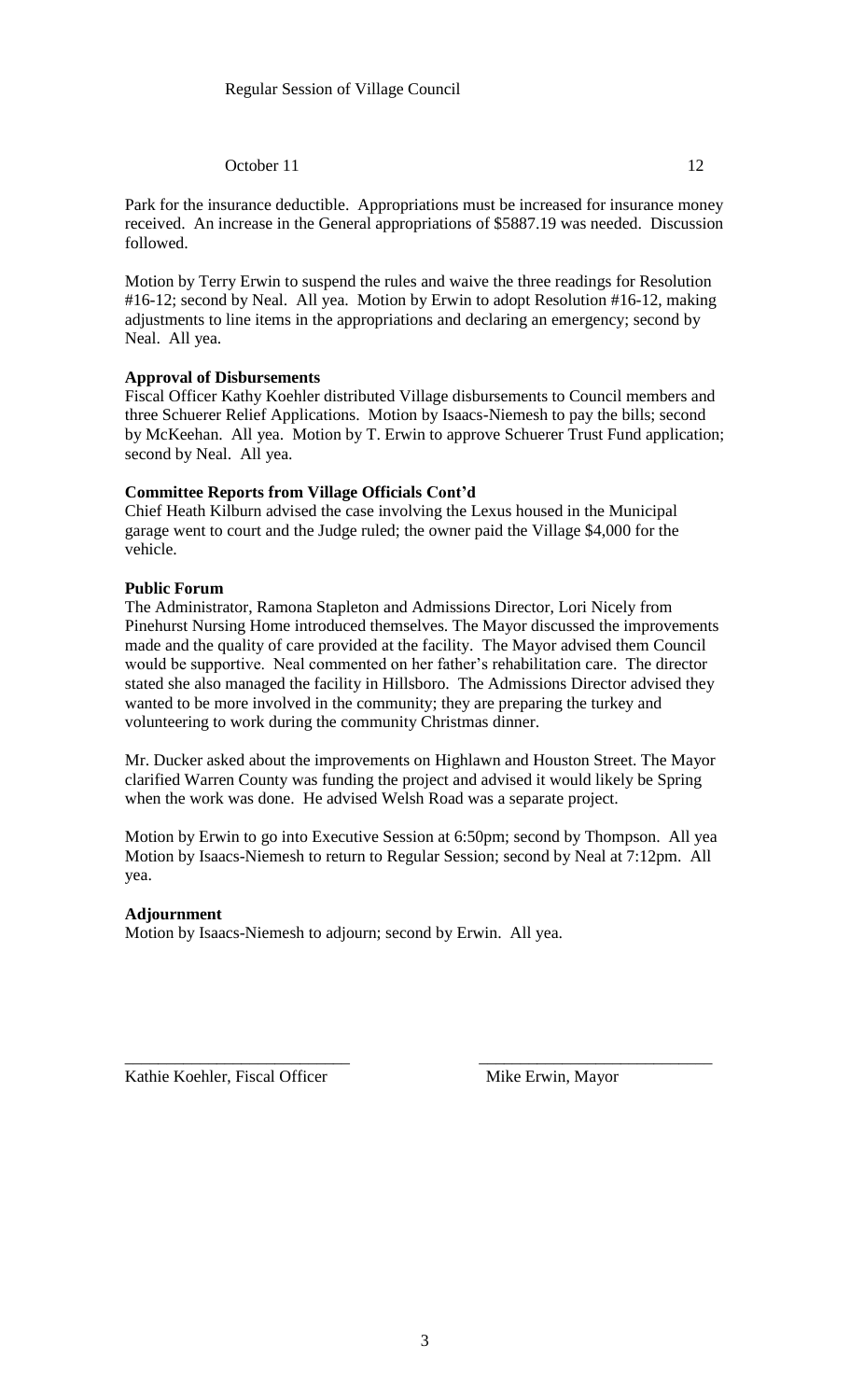Park for the insurance deductible. Appropriations must be increased for insurance money received. An increase in the General appropriations of $5887.19 was needed. Discussion followed.

Motion by Terry Erwin to suspend the rules and waive the three readings for Resolution #16-12; second by Neal. All yea. Motion by Erwin to adopt Resolution #16-12, making adjustments to line items in the appropriations and declaring an emergency; second by Neal. All yea.

**Approval of Disbursements**

Fiscal Officer Kathy Koehler distributed Village disbursements to Council members and three Schuerer Relief Applications. Motion by Isaacs-Niemesh to pay the bills; second by McKeehan. All yea. Motion by T. Erwin to approve Schuerer Trust Fund application; second by Neal. All yea.

**Committee Reports from Village Officials Cont'd**

Chief Heath Kilburn advised the case involving the Lexus housed in the Municipal garage went to court and the Judge ruled; the owner paid the Village $4,000 for the vehicle.

**Public Forum**

The Administrator, Ramona Stapleton and Admissions Director, Lori Nicely from Pinehurst Nursing Home introduced themselves. The Mayor discussed the improvements made and the quality of care provided at the facility. The Mayor advised them Council would be supportive. Neal commented on her father's rehabilitation care. The director stated she also managed the facility in Hillsboro. The Admissions Director advised they wanted to be more involved in the community; they are preparing the turkey and volunteering to work during the community Christmas dinner.

Mr. Ducker asked about the improvements on Highlawn and Houston Street. The Mayor clarified Warren County was funding the project and advised it would likely be Spring when the work was done. He advised Welsh Road was a separate project.

Motion by Erwin to go into Executive Session at 6:50pm; second by Thompson. All yea Motion by Isaacs-Niemesh to return to Regular Session; second by Neal at 7:12pm. All yea.

**Adjournment**

Motion by Isaacs-Niemesh to adjourn; second by Erwin. All yea.

\_\_\_\_\_\_\_\_\_\_\_\_\_\_\_\_\_\_\_\_\_\_\_\_\_\_\_ \_\_\_\_\_\_\_\_\_\_\_\_\_\_\_\_\_\_\_\_\_\_\_\_\_\_\_

Kathie Koehler, Fiscal Officer Mike Erwin, Mayor